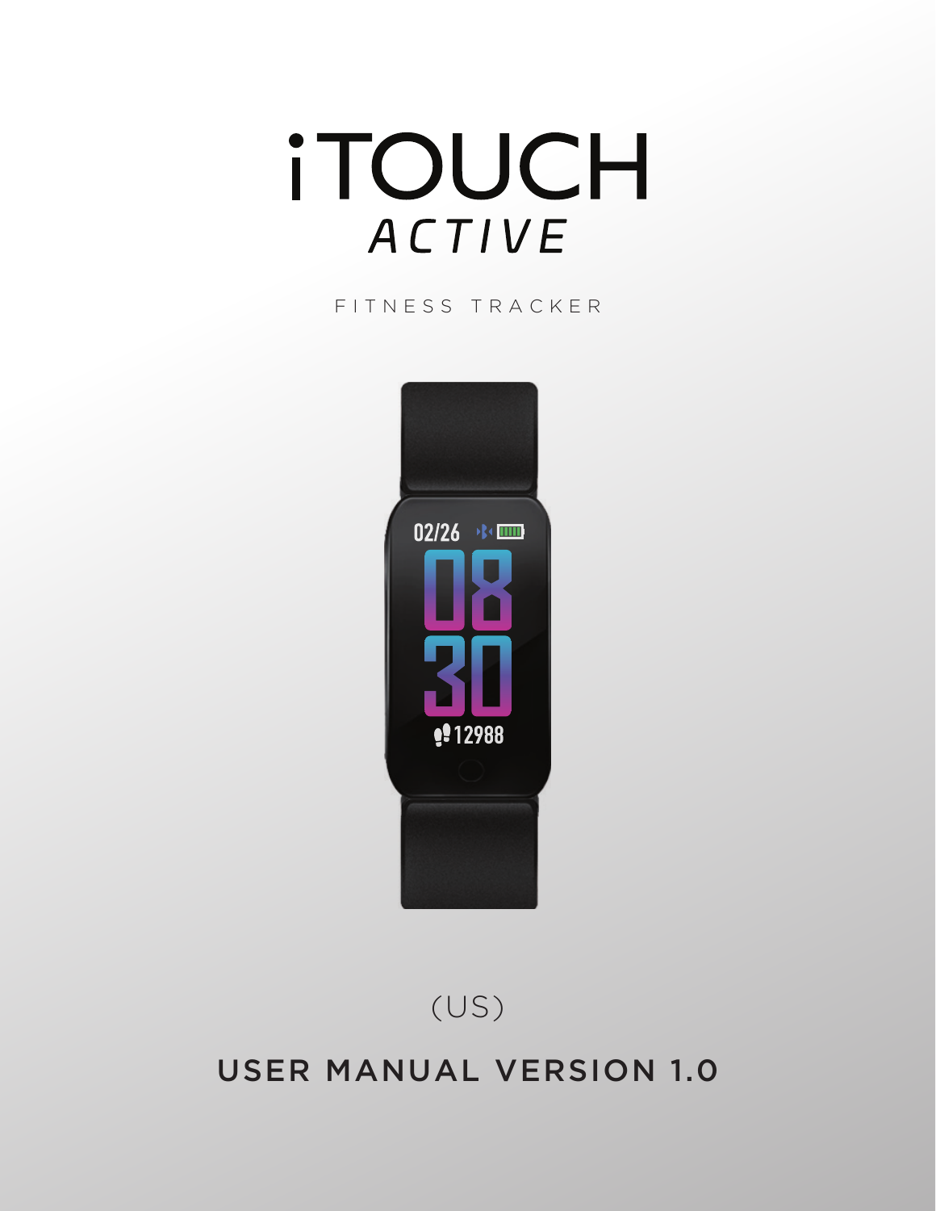# iTOUCH

## ACTIVE

FITNESS TRACKER

(US)

USER MANUAL VERSION 1.0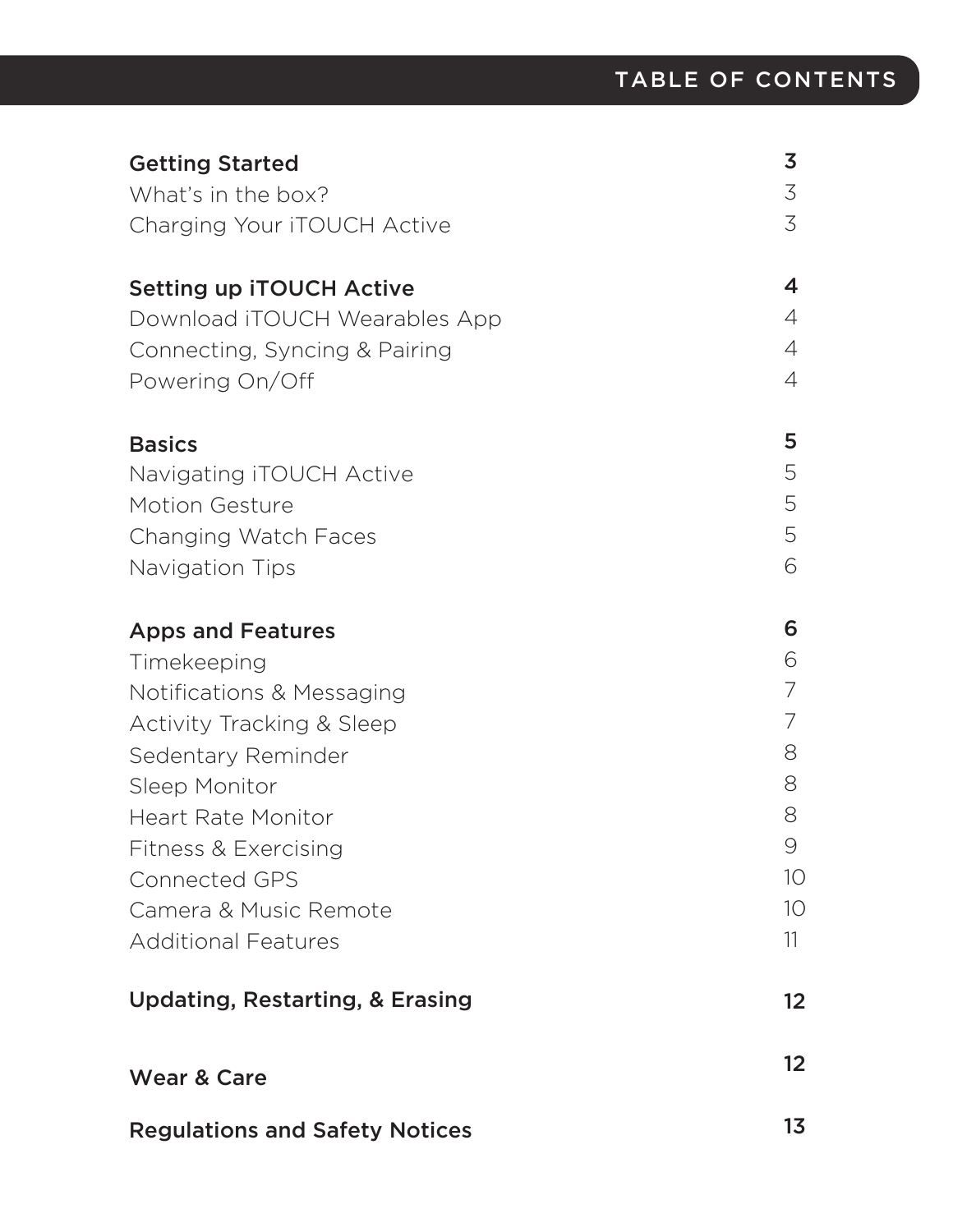# TABLE OF CONTENTS

| | |
|---|---|
| **Getting Started** | **3** |
| What's in the box? | 3 |
| Charging Your iTOUCH Active | 3 |
| **Setting up iTOUCH Active** | **4** |
| Download iTOUCH Wearables App | 4 |
| Connecting, Syncing & Pairing | 4 |
| Powering On/Off | 4 |
| **Basics** | **5** |
| Navigating iTOUCH Active | 5 |
| Motion Gesture | 5 |
| Changing Watch Faces | 5 |
| Navigation Tips | 6 |
| **Apps and Features** | **6** |
| Timekeeping | 6 |
| Notifications & Messaging | 7 |
| Activity Tracking & Sleep | 7 |
| Sedentary Reminder | 8 |
| Sleep Monitor | 8 |
| Heart Rate Monitor | 8 |
| Fitness & Exercising | 9 |
| Connected GPS | 10 |
| Camera & Music Remote | 10 |
| Additional Features | 11 |
| **Updating, Restarting, & Erasing** | **12** |
| **Wear & Care** | **12** |
| **Regulations and Safety Notices** | **13** |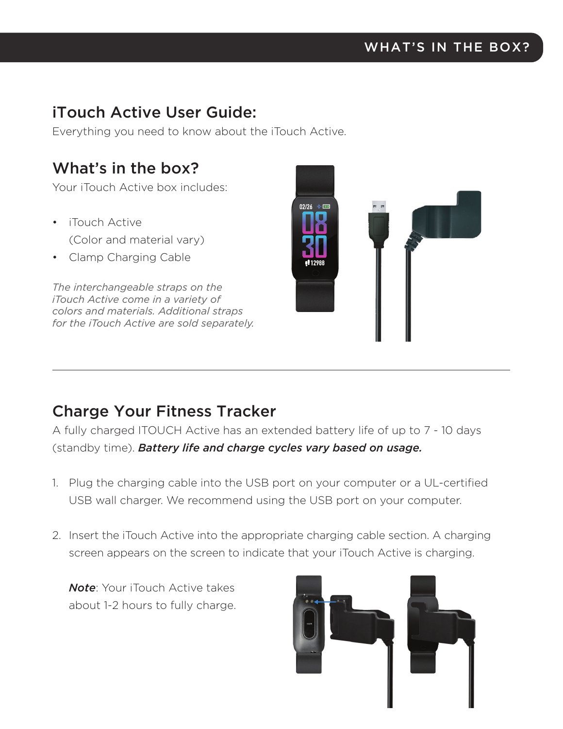# iTouch Active User Guide:

Everything you need to know about the iTouch Active.

## What's in the box?

Your iTouch Active box includes:

- iTouch Active
  (Color and material vary)
- Clamp Charging Cable

*The interchangeable straps on the iTouch Active come in a variety of colors and materials. Additional straps for the iTouch Active are sold separately.*

---

## Charge Your Fitness Tracker

A fully charged ITOUCH Active has an extended battery life of up to 7 - 10 days (standby time). ***Battery life and charge cycles vary based on usage.***

1. Plug the charging cable into the USB port on your computer or a UL-certified USB wall charger. We recommend using the USB port on your computer.

2. Insert the iTouch Active into the appropriate charging cable section. A charging screen appears on the screen to indicate that your iTouch Active is charging.

   ***Note***: Your iTouch Active takes about 1-2 hours to fully charge.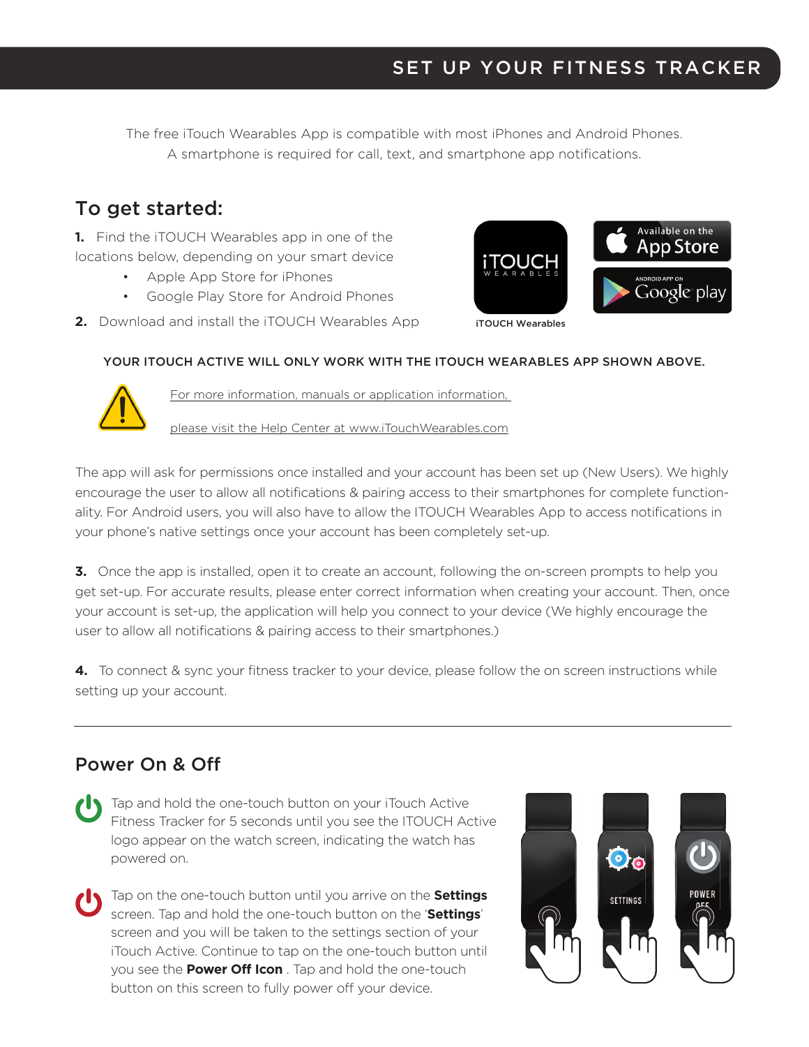# SET UP YOUR FITNESS TRACKER

The free iTouch Wearables App is compatible with most iPhones and Android Phones. A smartphone is required for call, text, and smartphone app notifications.

## To get started:

**1.** Find the iTOUCH Wearables app in one of the locations below, depending on your smart device

- Apple App Store for iPhones
- Google Play Store for Android Phones

**2.** Download and install the iTOUCH Wearables App

iTOUCH Wearables

**YOUR ITOUCH ACTIVE WILL ONLY WORK WITH THE ITOUCH WEARABLES APP SHOWN ABOVE.**

For more information, manuals or application information,

please visit the Help Center at www.iTouchWearables.com

The app will ask for permissions once installed and your account has been set up (New Users). We highly encourage the user to allow all notifications & pairing access to their smartphones for complete functionality. For Android users, you will also have to allow the ITOUCH Wearables App to access notifications in your phone's native settings once your account has been completely set-up.

**3.** Once the app is installed, open it to create an account, following the on-screen prompts to help you get set-up. For accurate results, please enter correct information when creating your account. Then, once your account is set-up, the application will help you connect to your device (We highly encourage the user to allow all notifications & pairing access to their smartphones.)

**4.** To connect & sync your fitness tracker to your device, please follow the on screen instructions while setting up your account.

---

## Power On & Off

Tap and hold the one-touch button on your iTouch Active Fitness Tracker for 5 seconds until you see the ITOUCH Active logo appear on the watch screen, indicating the watch has powered on.

Tap on the one-touch button until you arrive on the **Settings** screen. Tap and hold the one-touch button on the '**Settings**' screen and you will be taken to the settings section of your iTouch Active. Continue to tap on the one-touch button until you see the **Power Off Icon** . Tap and hold the one-touch button on this screen to fully power off your device.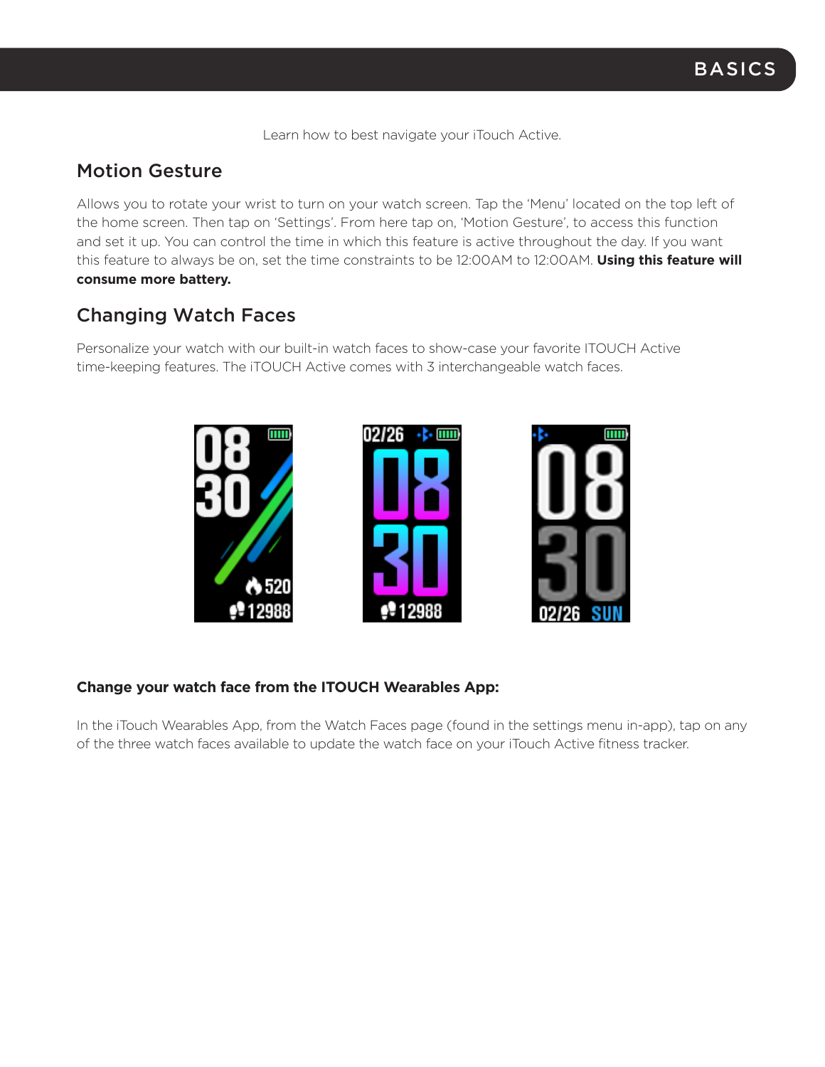# BASICS

Learn how to best navigate your iTouch Active.

## Motion Gesture

Allows you to rotate your wrist to turn on your watch screen. Tap the 'Menu' located on the top left of the home screen. Then tap on 'Settings'. From here tap on, 'Motion Gesture', to access this function and set it up. You can control the time in which this feature is active throughout the day. If you want this feature to always be on, set the time constraints to be 12:00AM to 12:00AM. **Using this feature will consume more battery.**

## Changing Watch Faces

Personalize your watch with our built-in watch faces to show-case your favorite ITOUCH Active time-keeping features. The iTOUCH Active comes with 3 interchangeable watch faces.

**Change your watch face from the ITOUCH Wearables App:**

In the iTouch Wearables App, from the Watch Faces page (found in the settings menu in-app), tap on any of the three watch faces available to update the watch face on your iTouch Active fitness tracker.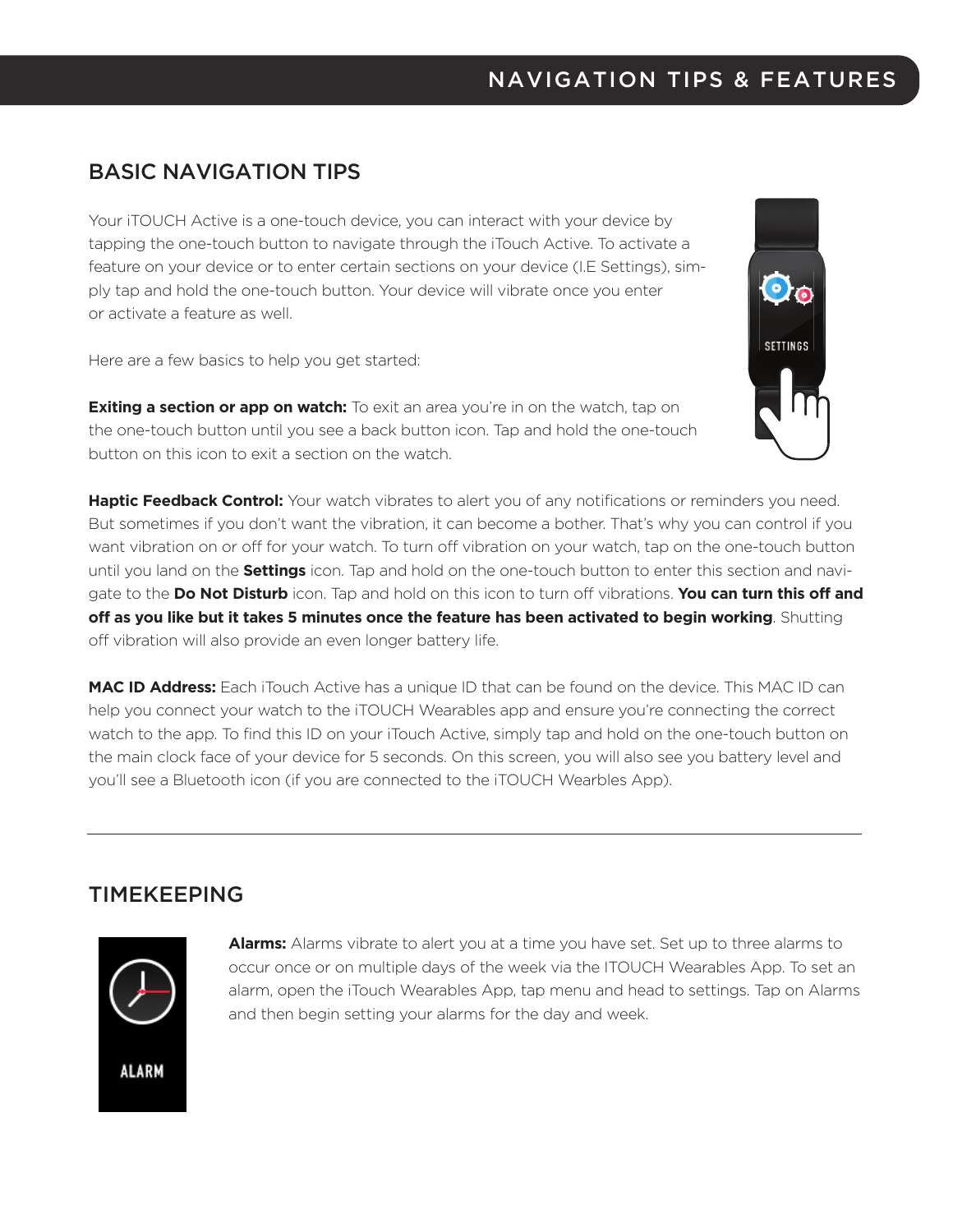# NAVIGATION TIPS & FEATURES

## BASIC NAVIGATION TIPS

Your iTOUCH Active is a one-touch device, you can interact with your device by tapping the one-touch button to navigate through the iTouch Active. To activate a feature on your device or to enter certain sections on your device (I.E Settings), simply tap and hold the one-touch button. Your device will vibrate once you enter or activate a feature as well.

Here are a few basics to help you get started:

**Exiting a section or app on watch:** To exit an area you're in on the watch, tap on the one-touch button until you see a back button icon. Tap and hold the one-touch button on this icon to exit a section on the watch.

**Haptic Feedback Control:** Your watch vibrates to alert you of any notifications or reminders you need. But sometimes if you don't want the vibration, it can become a bother. That's why you can control if you want vibration on or off for your watch. To turn off vibration on your watch, tap on the one-touch button until you land on the **Settings** icon. Tap and hold on the one-touch button to enter this section and navigate to the **Do Not Disturb** icon. Tap and hold on this icon to turn off vibrations. **You can turn this off and off as you like but it takes 5 minutes once the feature has been activated to begin working**. Shutting off vibration will also provide an even longer battery life.

**MAC ID Address:** Each iTouch Active has a unique ID that can be found on the device. This MAC ID can help you connect your watch to the iTOUCH Wearables app and ensure you're connecting the correct watch to the app. To find this ID on your iTouch Active, simply tap and hold on the one-touch button on the main clock face of your device for 5 seconds. On this screen, you will also see you battery level and you'll see a Bluetooth icon (if you are connected to the iTOUCH Wearbles App).

---

## TIMEKEEPING

**Alarms:** Alarms vibrate to alert you at a time you have set. Set up to three alarms to occur once or on multiple days of the week via the ITOUCH Wearables App. To set an alarm, open the iTouch Wearables App, tap menu and head to settings. Tap on Alarms and then begin setting your alarms for the day and week.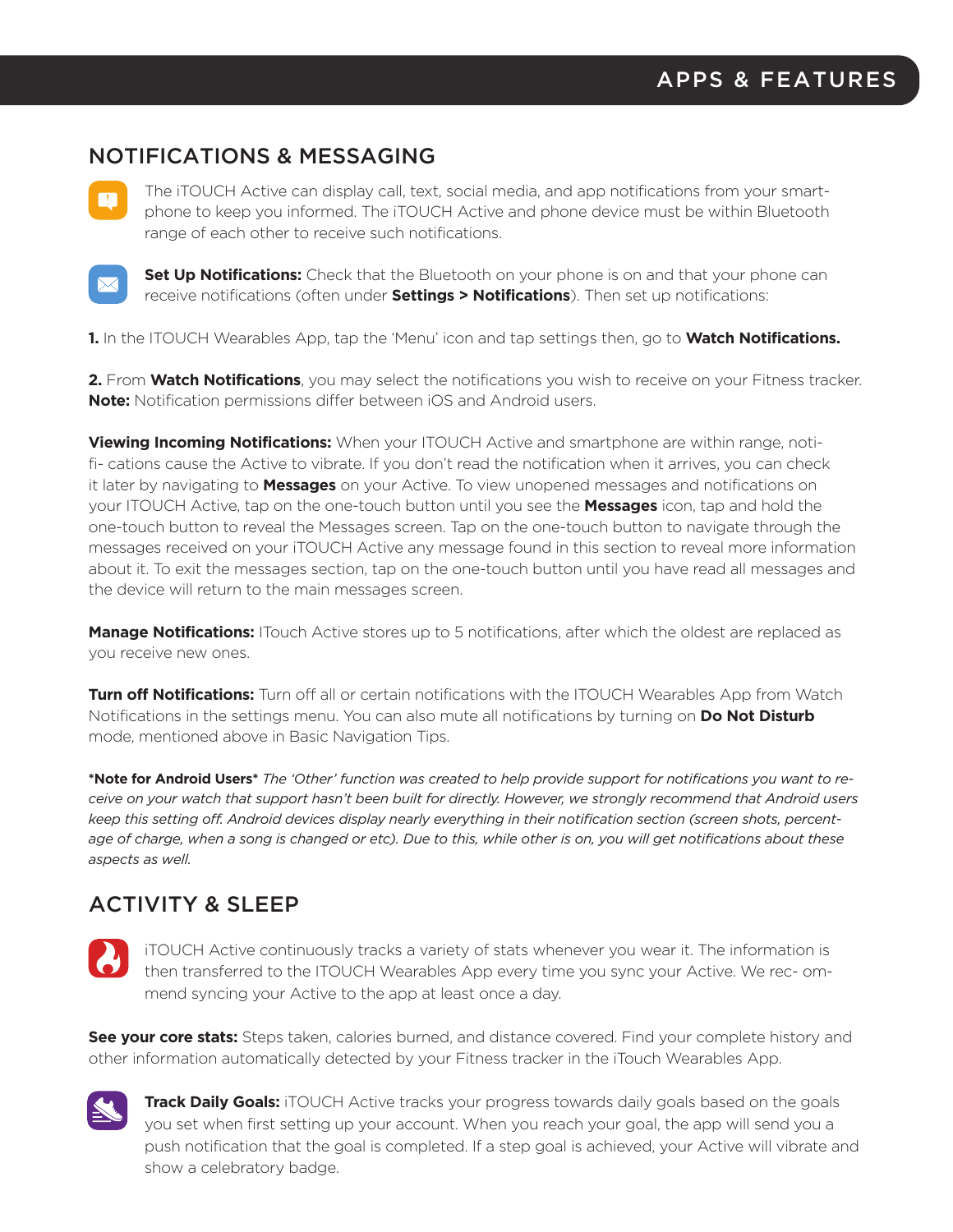# APPS & FEATURES

## NOTIFICATIONS & MESSAGING

The iTOUCH Active can display call, text, social media, and app notifications from your smart-phone to keep you informed. The iTOUCH Active and phone device must be within Bluetooth range of each other to receive such notifications.

**Set Up Notifications:** Check that the Bluetooth on your phone is on and that your phone can receive notifications (often under **Settings > Notifications**). Then set up notifications:

**1.** In the ITOUCH Wearables App, tap the 'Menu' icon and tap settings then, go to **Watch Notifications.**

**2.** From **Watch Notifications**, you may select the notifications you wish to receive on your Fitness tracker. **Note:** Notification permissions differ between iOS and Android users.

**Viewing Incoming Notifications:** When your ITOUCH Active and smartphone are within range, noti-fi- cations cause the Active to vibrate. If you don't read the notification when it arrives, you can check it later by navigating to **Messages** on your Active. To view unopened messages and notifications on your ITOUCH Active, tap on the one-touch button until you see the **Messages** icon, tap and hold the one-touch button to reveal the Messages screen. Tap on the one-touch button to navigate through the messages received on your iTOUCH Active any message found in this section to reveal more information about it. To exit the messages section, tap on the one-touch button until you have read all messages and the device will return to the main messages screen.

**Manage Notifications:** ITouch Active stores up to 5 notifications, after which the oldest are replaced as you receive new ones.

**Turn off Notifications:** Turn off all or certain notifications with the ITOUCH Wearables App from Watch Notifications in the settings menu. You can also mute all notifications by turning on **Do Not Disturb** mode, mentioned above in Basic Navigation Tips.

***Note for Android Users*** *The 'Other' function was created to help provide support for notifications you want to re-ceive on your watch that support hasn't been built for directly. However, we strongly recommend that Android users keep this setting off. Android devices display nearly everything in their notification section (screen shots, percent-age of charge, when a song is changed or etc). Due to this, while other is on, you will get notifications about these aspects as well.*

## ACTIVITY & SLEEP

iTOUCH Active continuously tracks a variety of stats whenever you wear it. The information is then transferred to the ITOUCH Wearables App every time you sync your Active. We rec- om-mend syncing your Active to the app at least once a day.

**See your core stats:** Steps taken, calories burned, and distance covered. Find your complete history and other information automatically detected by your Fitness tracker in the iTouch Wearables App.

**Track Daily Goals:** iTOUCH Active tracks your progress towards daily goals based on the goals you set when first setting up your account. When you reach your goal, the app will send you a push notification that the goal is completed. If a step goal is achieved, your Active will vibrate and show a celebratory badge.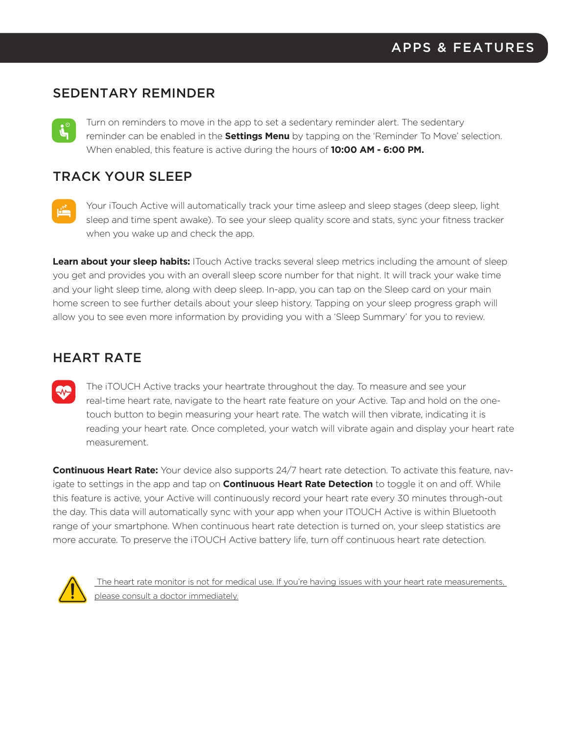## SEDENTARY REMINDER

Turn on reminders to move in the app to set a sedentary reminder alert. The sedentary reminder can be enabled in the **Settings Menu** by tapping on the 'Reminder To Move' selection. When enabled, this feature is active during the hours of **10:00 AM - 6:00 PM.**

## TRACK YOUR SLEEP

Your iTouch Active will automatically track your time asleep and sleep stages (deep sleep, light sleep and time spent awake). To see your sleep quality score and stats, sync your fitness tracker when you wake up and check the app.

**Learn about your sleep habits:** ITouch Active tracks several sleep metrics including the amount of sleep you get and provides you with an overall sleep score number for that night. It will track your wake time and your light sleep time, along with deep sleep. In-app, you can tap on the Sleep card on your main home screen to see further details about your sleep history. Tapping on your sleep progress graph will allow you to see even more information by providing you with a 'Sleep Summary' for you to review.

## HEART RATE

The iTOUCH Active tracks your heartrate throughout the day. To measure and see your real-time heart rate, navigate to the heart rate feature on your Active. Tap and hold on the one-touch button to begin measuring your heart rate. The watch will then vibrate, indicating it is reading your heart rate. Once completed, your watch will vibrate again and display your heart rate measurement.

**Continuous Heart Rate:** Your device also supports 24/7 heart rate detection. To activate this feature, navigate to settings in the app and tap on **Continuous Heart Rate Detection** to toggle it on and off. While this feature is active, your Active will continuously record your heart rate every 30 minutes through-out the day. This data will automatically sync with your app when your ITOUCH Active is within Bluetooth range of your smartphone. When continuous heart rate detection is turned on, your sleep statistics are more accurate. To preserve the iTOUCH Active battery life, turn off continuous heart rate detection.

The heart rate monitor is not for medical use. If you're having issues with your heart rate measurements, please consult a doctor immediately.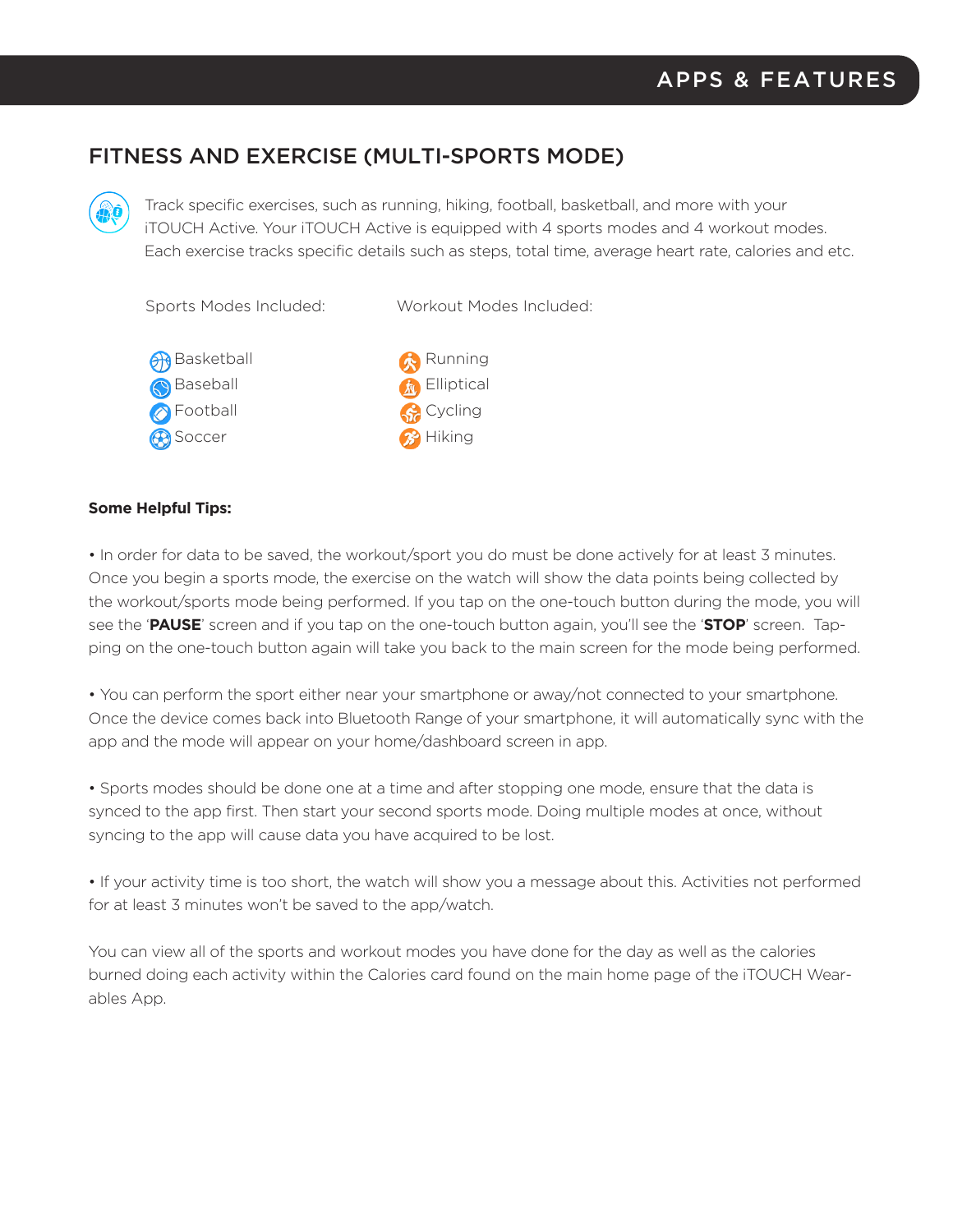## FITNESS AND EXERCISE (MULTI-SPORTS MODE)

Track specific exercises, such as running, hiking, football, basketball, and more with your iTOUCH Active. Your iTOUCH Active is equipped with 4 sports modes and 4 workout modes. Each exercise tracks specific details such as steps, total time, average heart rate, calories and etc.

| Sports Modes Included: | Workout Modes Included: |
|---|---|
| Basketball | Running |
| Baseball | Elliptical |
| Football | Cycling |
| Soccer | Hiking |

**Some Helpful Tips:**

• In order for data to be saved, the workout/sport you do must be done actively for at least 3 minutes. Once you begin a sports mode, the exercise on the watch will show the data points being collected by the workout/sports mode being performed. If you tap on the one-touch button during the mode, you will see the '**PAUSE**' screen and if you tap on the one-touch button again, you'll see the '**STOP**' screen. Tapping on the one-touch button again will take you back to the main screen for the mode being performed.

• You can perform the sport either near your smartphone or away/not connected to your smartphone. Once the device comes back into Bluetooth Range of your smartphone, it will automatically sync with the app and the mode will appear on your home/dashboard screen in app.

• Sports modes should be done one at a time and after stopping one mode, ensure that the data is synced to the app first. Then start your second sports mode. Doing multiple modes at once, without syncing to the app will cause data you have acquired to be lost.

• If your activity time is too short, the watch will show you a message about this. Activities not performed for at least 3 minutes won't be saved to the app/watch.

You can view all of the sports and workout modes you have done for the day as well as the calories burned doing each activity within the Calories card found on the main home page of the iTOUCH Wearables App.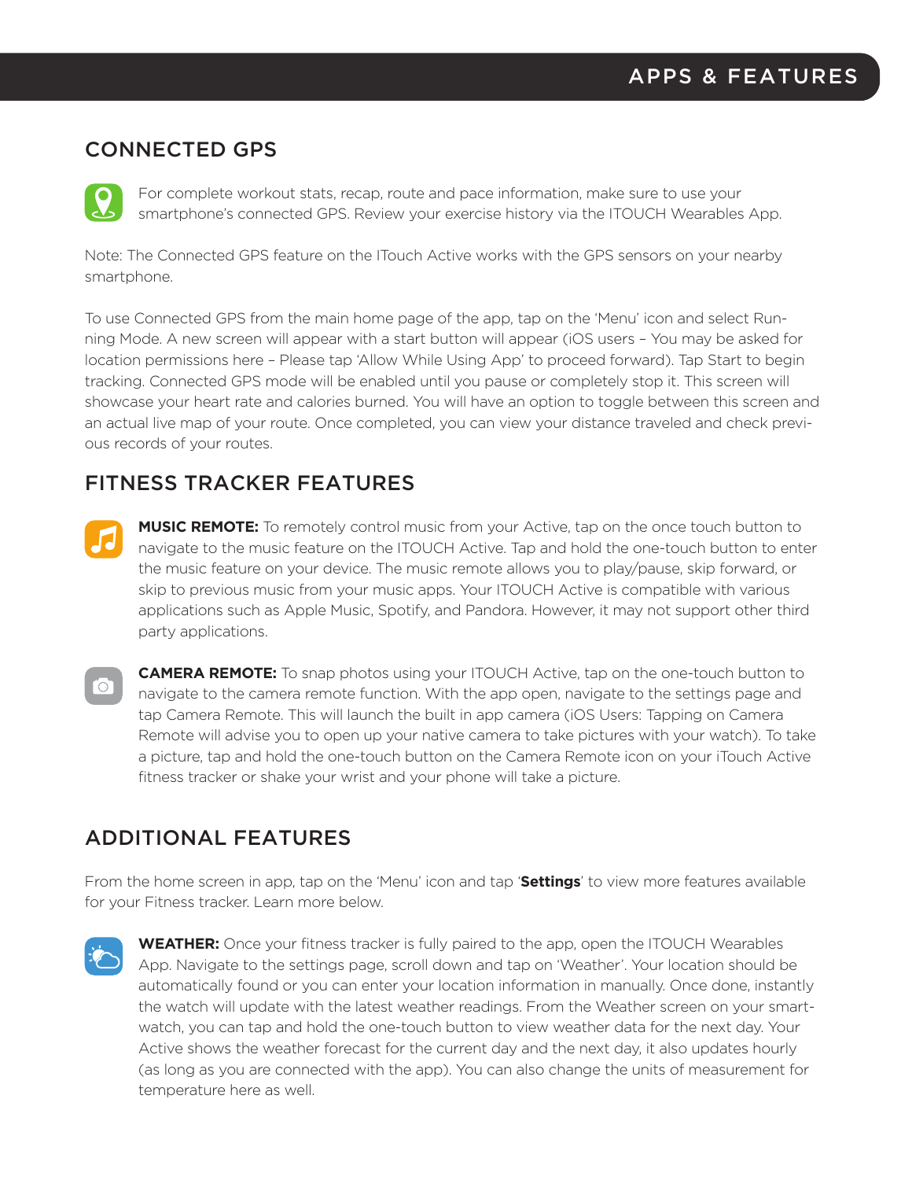# APPS & FEATURES

## CONNECTED GPS

For complete workout stats, recap, route and pace information, make sure to use your smartphone's connected GPS. Review your exercise history via the ITOUCH Wearables App.

Note: The Connected GPS feature on the ITouch Active works with the GPS sensors on your nearby smartphone.

To use Connected GPS from the main home page of the app, tap on the 'Menu' icon and select Running Mode. A new screen will appear with a start button will appear (iOS users – You may be asked for location permissions here – Please tap 'Allow While Using App' to proceed forward). Tap Start to begin tracking. Connected GPS mode will be enabled until you pause or completely stop it. This screen will showcase your heart rate and calories burned. You will have an option to toggle between this screen and an actual live map of your route. Once completed, you can view your distance traveled and check previous records of your routes.

## FITNESS TRACKER FEATURES

**MUSIC REMOTE:** To remotely control music from your Active, tap on the once touch button to navigate to the music feature on the ITOUCH Active. Tap and hold the one-touch button to enter the music feature on your device. The music remote allows you to play/pause, skip forward, or skip to previous music from your music apps. Your ITOUCH Active is compatible with various applications such as Apple Music, Spotify, and Pandora. However, it may not support other third party applications.

**CAMERA REMOTE:** To snap photos using your ITOUCH Active, tap on the one-touch button to navigate to the camera remote function. With the app open, navigate to the settings page and tap Camera Remote. This will launch the built in app camera (iOS Users: Tapping on Camera Remote will advise you to open up your native camera to take pictures with your watch). To take a picture, tap and hold the one-touch button on the Camera Remote icon on your iTouch Active fitness tracker or shake your wrist and your phone will take a picture.

## ADDITIONAL FEATURES

From the home screen in app, tap on the 'Menu' icon and tap '**Settings**' to view more features available for your Fitness tracker. Learn more below.

**WEATHER:** Once your fitness tracker is fully paired to the app, open the ITOUCH Wearables App. Navigate to the settings page, scroll down and tap on 'Weather'. Your location should be automatically found or you can enter your location information in manually. Once done, instantly the watch will update with the latest weather readings. From the Weather screen on your smartwatch, you can tap and hold the one-touch button to view weather data for the next day. Your Active shows the weather forecast for the current day and the next day, it also updates hourly (as long as you are connected with the app). You can also change the units of measurement for temperature here as well.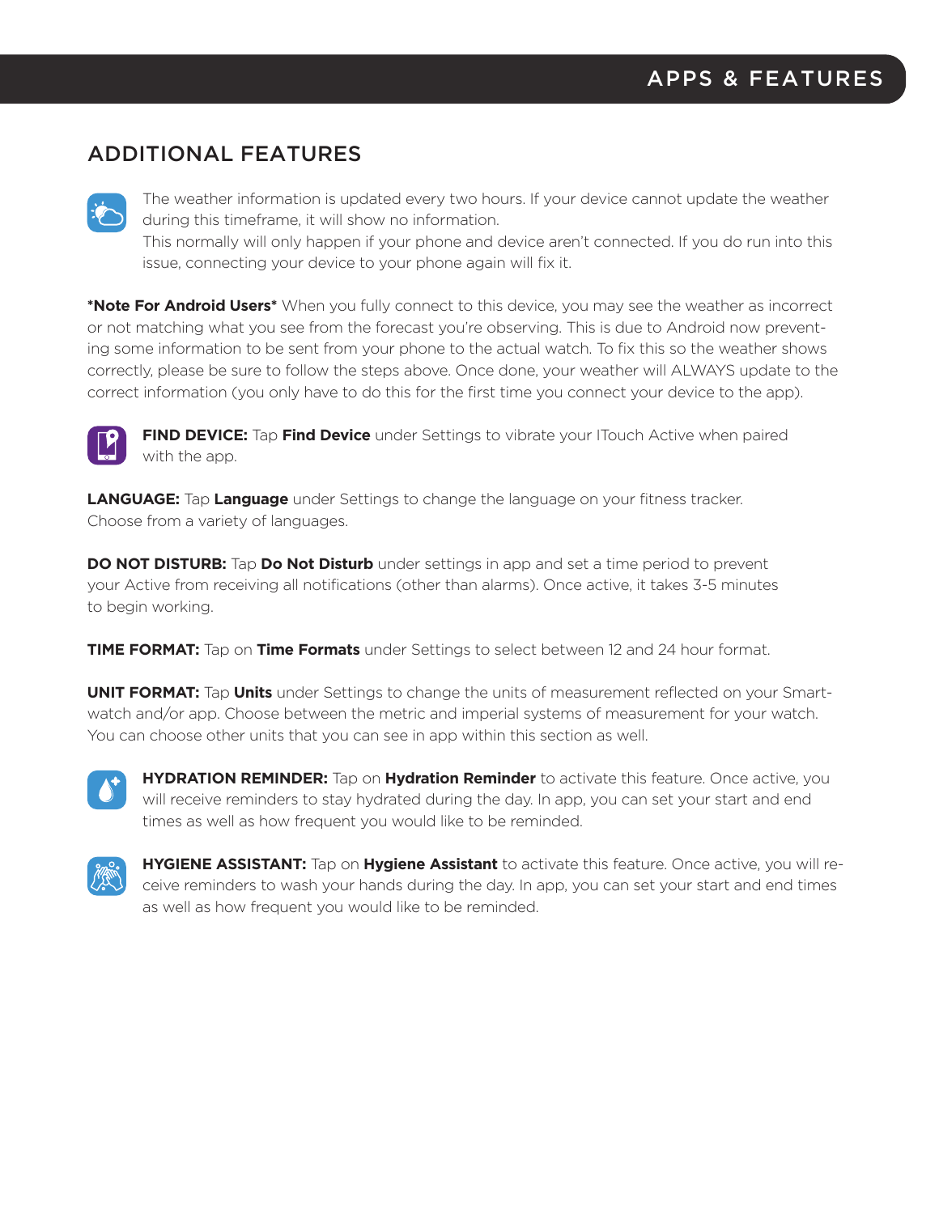## ADDITIONAL FEATURES

The weather information is updated every two hours. If your device cannot update the weather during this timeframe, it will show no information.
This normally will only happen if your phone and device aren't connected. If you do run into this issue, connecting your device to your phone again will fix it.

***Note For Android Users*** When you fully connect to this device, you may see the weather as incorrect or not matching what you see from the forecast you're observing. This is due to Android now preventing some information to be sent from your phone to the actual watch. To fix this so the weather shows correctly, please be sure to follow the steps above. Once done, your weather will ALWAYS update to the correct information (you only have to do this for the first time you connect your device to the app).

**FIND DEVICE:** Tap **Find Device** under Settings to vibrate your ITouch Active when paired with the app.

**LANGUAGE:** Tap **Language** under Settings to change the language on your fitness tracker. Choose from a variety of languages.

**DO NOT DISTURB:** Tap **Do Not Disturb** under settings in app and set a time period to prevent your Active from receiving all notifications (other than alarms). Once active, it takes 3-5 minutes to begin working.

**TIME FORMAT:** Tap on **Time Formats** under Settings to select between 12 and 24 hour format.

**UNIT FORMAT:** Tap **Units** under Settings to change the units of measurement reflected on your Smartwatch and/or app. Choose between the metric and imperial systems of measurement for your watch. You can choose other units that you can see in app within this section as well.

**HYDRATION REMINDER:** Tap on **Hydration Reminder** to activate this feature. Once active, you will receive reminders to stay hydrated during the day. In app, you can set your start and end times as well as how frequent you would like to be reminded.

**HYGIENE ASSISTANT:** Tap on **Hygiene Assistant** to activate this feature. Once active, you will receive reminders to wash your hands during the day. In app, you can set your start and end times as well as how frequent you would like to be reminded.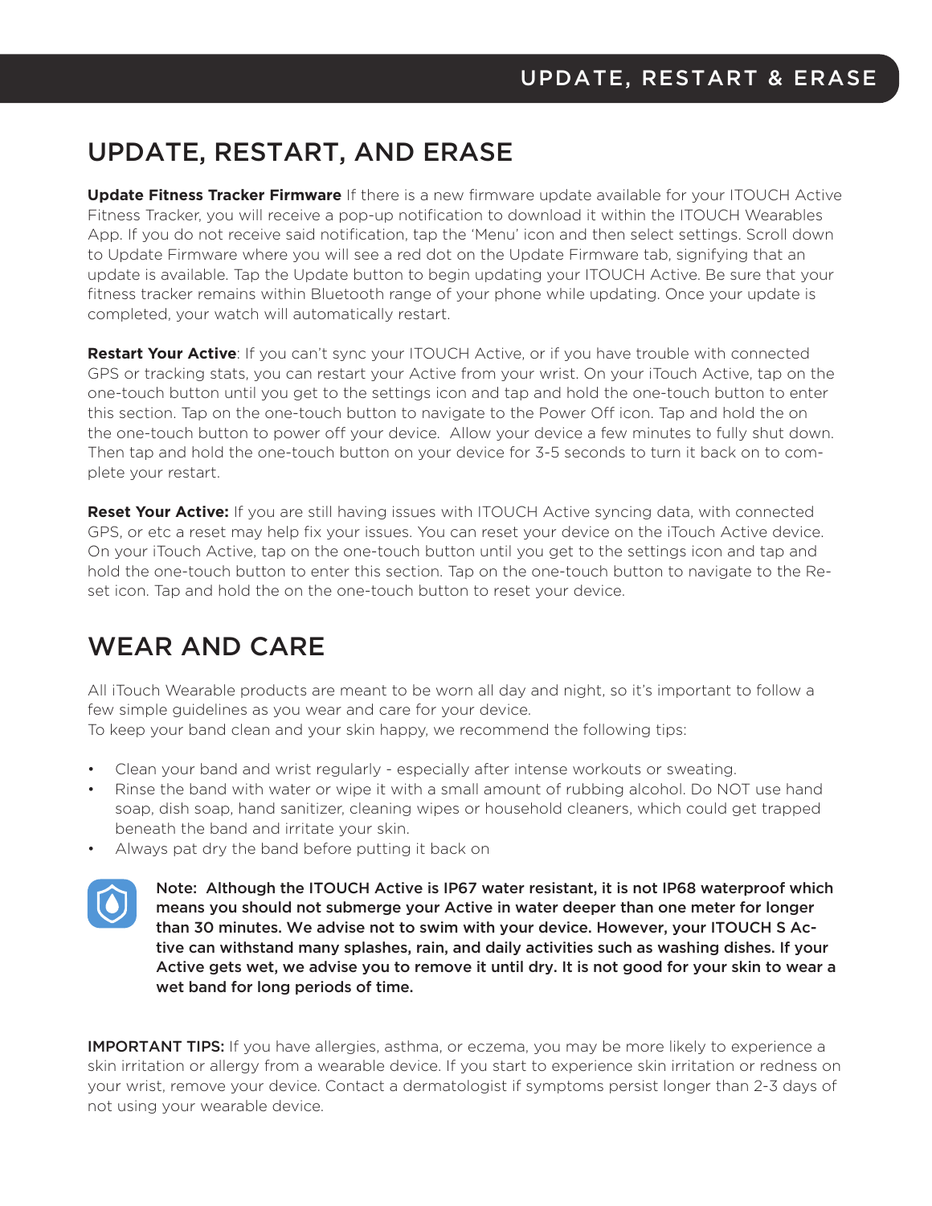# UPDATE, RESTART, AND ERASE

**Update Fitness Tracker Firmware** If there is a new firmware update available for your ITOUCH Active Fitness Tracker, you will receive a pop-up notification to download it within the ITOUCH Wearables App. If you do not receive said notification, tap the 'Menu' icon and then select settings. Scroll down to Update Firmware where you will see a red dot on the Update Firmware tab, signifying that an update is available. Tap the Update button to begin updating your ITOUCH Active. Be sure that your fitness tracker remains within Bluetooth range of your phone while updating. Once your update is completed, your watch will automatically restart.

**Restart Your Active**: If you can't sync your ITOUCH Active, or if you have trouble with connected GPS or tracking stats, you can restart your Active from your wrist. On your iTouch Active, tap on the one-touch button until you get to the settings icon and tap and hold the one-touch button to enter this section. Tap on the one-touch button to navigate to the Power Off icon. Tap and hold the on the one-touch button to power off your device. Allow your device a few minutes to fully shut down. Then tap and hold the one-touch button on your device for 3-5 seconds to turn it back on to complete your restart.

**Reset Your Active:** If you are still having issues with ITOUCH Active syncing data, with connected GPS, or etc a reset may help fix your issues. You can reset your device on the iTouch Active device. On your iTouch Active, tap on the one-touch button until you get to the settings icon and tap and hold the one-touch button to enter this section. Tap on the one-touch button to navigate to the Reset icon. Tap and hold the on the one-touch button to reset your device.

# WEAR AND CARE

All iTouch Wearable products are meant to be worn all day and night, so it's important to follow a few simple guidelines as you wear and care for your device.
To keep your band clean and your skin happy, we recommend the following tips:

- Clean your band and wrist regularly - especially after intense workouts or sweating.
- Rinse the band with water or wipe it with a small amount of rubbing alcohol. Do NOT use hand soap, dish soap, hand sanitizer, cleaning wipes or household cleaners, which could get trapped beneath the band and irritate your skin.
- Always pat dry the band before putting it back on

**Note: Although the ITOUCH Active is IP67 water resistant, it is not IP68 waterproof which means you should not submerge your Active in water deeper than one meter for longer than 30 minutes. We advise not to swim with your device. However, your ITOUCH S Active can withstand many splashes, rain, and daily activities such as washing dishes. If your Active gets wet, we advise you to remove it until dry. It is not good for your skin to wear a wet band for long periods of time.**

**IMPORTANT TIPS:** If you have allergies, asthma, or eczema, you may be more likely to experience a skin irritation or allergy from a wearable device. If you start to experience skin irritation or redness on your wrist, remove your device. Contact a dermatologist if symptoms persist longer than 2-3 days of not using your wearable device.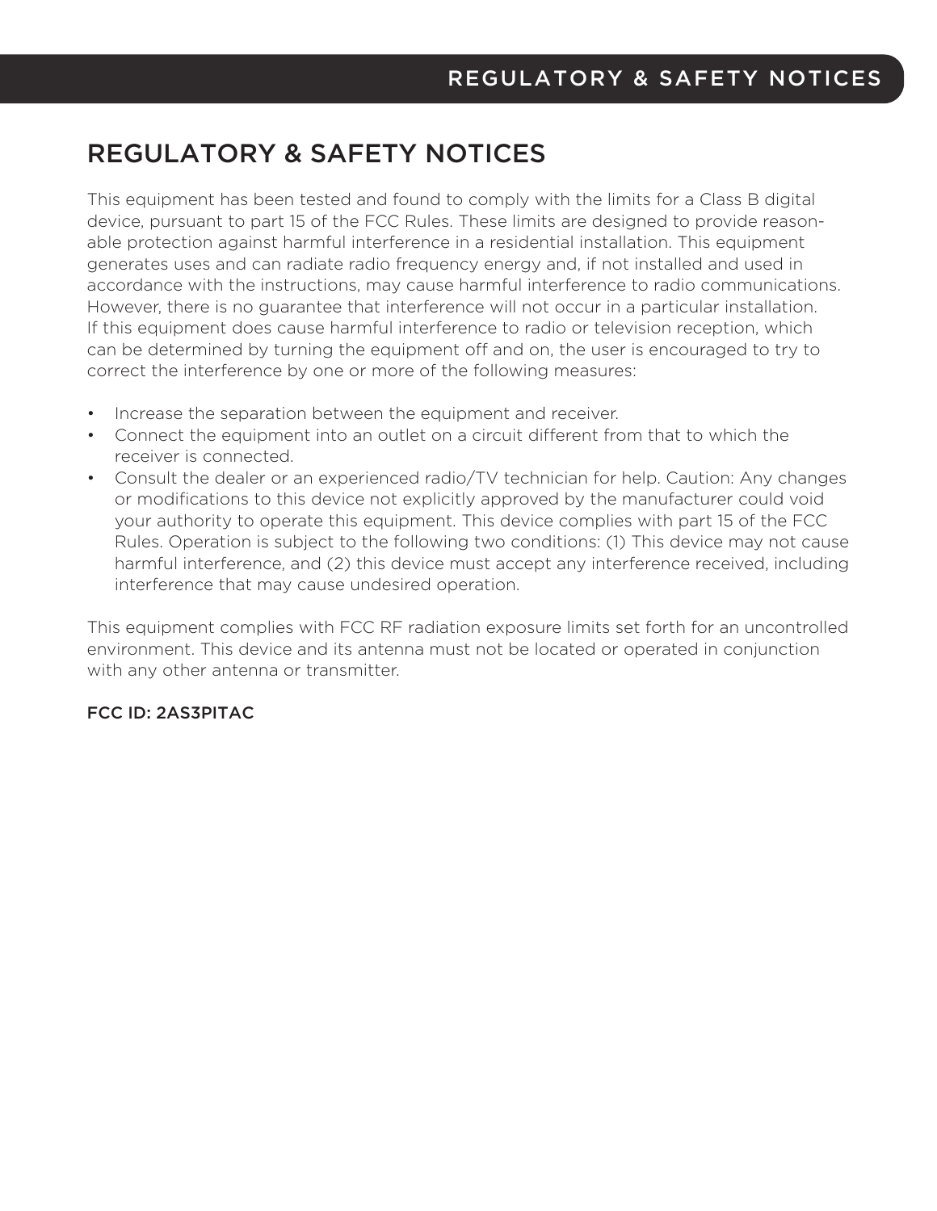# REGULATORY & SAFETY NOTICES

This equipment has been tested and found to comply with the limits for a Class B digital device, pursuant to part 15 of the FCC Rules. These limits are designed to provide reasonable protection against harmful interference in a residential installation. This equipment generates uses and can radiate radio frequency energy and, if not installed and used in accordance with the instructions, may cause harmful interference to radio communications. However, there is no guarantee that interference will not occur in a particular installation. If this equipment does cause harmful interference to radio or television reception, which can be determined by turning the equipment off and on, the user is encouraged to try to correct the interference by one or more of the following measures:

- Increase the separation between the equipment and receiver.
- Connect the equipment into an outlet on a circuit different from that to which the receiver is connected.
- Consult the dealer or an experienced radio/TV technician for help. Caution: Any changes or modifications to this device not explicitly approved by the manufacturer could void your authority to operate this equipment. This device complies with part 15 of the FCC Rules. Operation is subject to the following two conditions: (1) This device may not cause harmful interference, and (2) this device must accept any interference received, including interference that may cause undesired operation.

This equipment complies with FCC RF radiation exposure limits set forth for an uncontrolled environment. This device and its antenna must not be located or operated in conjunction with any other antenna or transmitter.

FCC ID: 2AS3PITAC